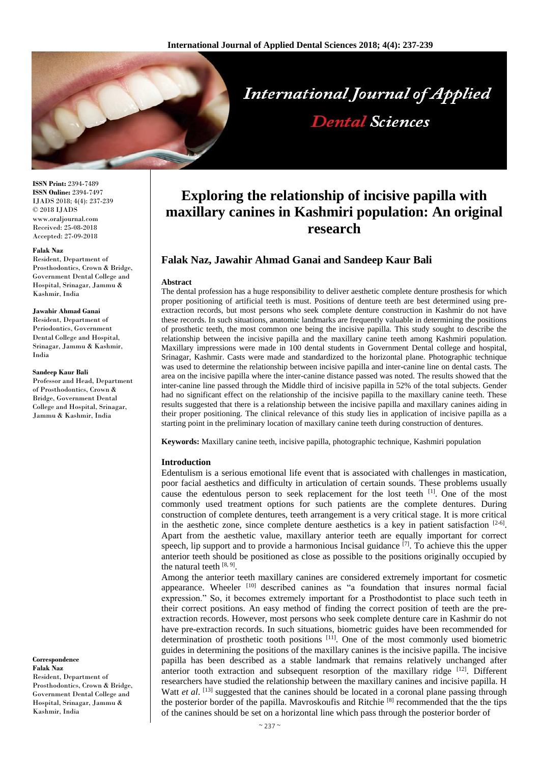# Exploring the relationship of incisive papilla with maxillary canines in Kashmiri population: An original research

**Falak Naz, Jawahir Ahmad Ganai and Sandeep Kaur Bali**

**ISSN Print:** 2394-7489
**ISSN Online:** 2394-7497
IJADS 2018; 4(4): 237-239
© 2018 IJADS
www.oraljournal.com
Received: 25-08-2018
Accepted: 27-09-2018

**Falak Naz**
Resident, Department of Prosthodontics, Crown & Bridge, Government Dental College and Hospital, Srinagar, Jammu & Kashmir, India

**Jawahir Ahmad Ganai**
Resident, Department of Periodontics, Government Dental College and Hospital, Srinagar, Jammu & Kashmir, India

**Sandeep Kaur Bali**
Professor and Head, Department of Prosthodontics, Crown & Bridge, Government Dental College and Hospital, Srinagar, Jammu & Kashmir, India

**Correspondence**
**Falak Naz**
Resident, Department of Prosthodontics, Crown & Bridge, Government Dental College and Hospital, Srinagar, Jammu & Kashmir, India

## Abstract

The dental profession has a huge responsibility to deliver aesthetic complete denture prosthesis for which proper positioning of artificial teeth is must. Positions of denture teeth are best determined using pre-extraction records, but most persons who seek complete denture construction in Kashmir do not have these records. In such situations, anatomic landmarks are frequently valuable in determining the positions of prosthetic teeth, the most common one being the incisive papilla. This study sought to describe the relationship between the incisive papilla and the maxillary canine teeth among Kashmiri population. Maxillary impressions were made in 100 dental students in Government Dental college and hospital, Srinagar, Kashmir. Casts were made and standardized to the horizontal plane. Photographic technique was used to determine the relationship between incisive papilla and inter-canine line on dental casts. The area on the incisive papilla where the inter-canine distance passed was noted. The results showed that the inter-canine line passed through the Middle third of incisive papilla in 52% of the total subjects. Gender had no significant effect on the relationship of the incisive papilla to the maxillary canine teeth. These results suggested that there is a relationship between the incisive papilla and maxillary canines aiding in their proper positioning. The clinical relevance of this study lies in application of incisive papilla as a starting point in the preliminary location of maxillary canine teeth during construction of dentures.

**Keywords:** Maxillary canine teeth, incisive papilla, photographic technique, Kashmiri population

## Introduction

Edentulism is a serious emotional life event that is associated with challenges in mastication, poor facial aesthetics and difficulty in articulation of certain sounds. These problems usually cause the edentulous person to seek replacement for the lost teeth [1]. One of the most commonly used treatment options for such patients are the complete dentures. During construction of complete dentures, teeth arrangement is a very critical stage. It is more critical in the aesthetic zone, since complete denture aesthetics is a key in patient satisfaction [2-6]. Apart from the aesthetic value, maxillary anterior teeth are equally important for correct speech, lip support and to provide a harmonious Incisal guidance [7]. To achieve this the upper anterior teeth should be positioned as close as possible to the positions originally occupied by the natural teeth [8, 9].

Among the anterior teeth maxillary canines are considered extremely important for cosmetic appearance. Wheeler [10] described canines as "a foundation that insures normal facial expression." So, it becomes extremely important for a Prosthodontist to place such teeth in their correct positions. An easy method of finding the correct position of teeth are the pre-extraction records. However, most persons who seek complete denture care in Kashmir do not have pre-extraction records. In such situations, biometric guides have been recommended for determination of prosthetic tooth positions [11]. One of the most commonly used biometric guides in determining the positions of the maxillary canines is the incisive papilla. The incisive papilla has been described as a stable landmark that remains relatively unchanged after anterior tooth extraction and subsequent resorption of the maxillary ridge [12]. Different researchers have studied the relationship between the maxillary canines and incisive papilla. H Watt *et al*. [13] suggested that the canines should be located in a coronal plane passing through the posterior border of the papilla. Mavroskoufis and Ritchie [8] recommended that the the tips of the canines should be set on a horizontal line which pass through the posterior border of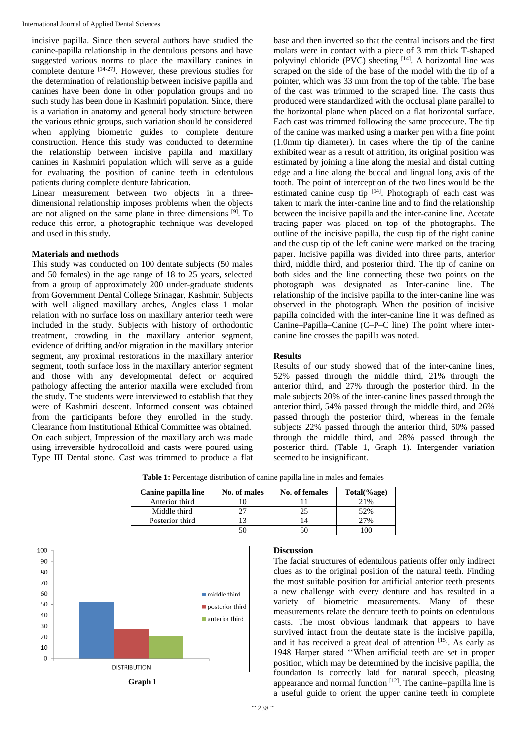incisive papilla. Since then several authors have studied the canine-papilla relationship in the dentulous persons and have suggested various norms to place the maxillary canines in complete denture [14-27]. However, these previous studies for the determination of relationship between incisive papilla and canines have been done in other population groups and no such study has been done in Kashmiri population. Since, there is a variation in anatomy and general body structure between the various ethnic groups, such variation should be considered when applying biometric guides to complete denture construction. Hence this study was conducted to determine the relationship between incisive papilla and maxillary canines in Kashmiri population which will serve as a guide for evaluating the position of canine teeth in edentulous patients during complete denture fabrication.

Linear measurement between two objects in a three-dimensional relationship imposes problems when the objects are not aligned on the same plane in three dimensions [9]. To reduce this error, a photographic technique was developed and used in this study.

## Materials and methods

This study was conducted on 100 dentate subjects (50 males and 50 females) in the age range of 18 to 25 years, selected from a group of approximately 200 under-graduate students from Government Dental College Srinagar, Kashmir. Subjects with well aligned maxillary arches, Angles class 1 molar relation with no surface loss on maxillary anterior teeth were included in the study. Subjects with history of orthodontic treatment, crowding in the maxillary anterior segment, evidence of drifting and/or migration in the maxillary anterior segment, any proximal restorations in the maxillary anterior segment, tooth surface loss in the maxillary anterior segment and those with any developmental defect or acquired pathology affecting the anterior maxilla were excluded from the study. The students were interviewed to establish that they were of Kashmiri descent. Informed consent was obtained from the participants before they enrolled in the study. Clearance from Institutional Ethical Committee was obtained.

On each subject, Impression of the maxillary arch was made using irreversible hydrocolloid and casts were poured using Type III Dental stone. Cast was trimmed to produce a flat base and then inverted so that the central incisors and the first molars were in contact with a piece of 3 mm thick T-shaped polyvinyl chloride (PVC) sheeting [14]. A horizontal line was scraped on the side of the base of the model with the tip of a pointer, which was 33 mm from the top of the table. The base of the cast was trimmed to the scraped line. The casts thus produced were standardized with the occlusal plane parallel to the horizontal plane when placed on a flat horizontal surface. Each cast was trimmed following the same procedure. The tip of the canine was marked using a marker pen with a fine point (1.0mm tip diameter). In cases where the tip of the canine exhibited wear as a result of attrition, its original position was estimated by joining a line along the mesial and distal cutting edge and a line along the buccal and lingual long axis of the tooth. The point of interception of the two lines would be the estimated canine cusp tip [14]. Photograph of each cast was taken to mark the inter-canine line and to find the relationship between the incisive papilla and the inter-canine line. Acetate tracing paper was placed on top of the photographs. The outline of the incisive papilla, the cusp tip of the right canine and the cusp tip of the left canine were marked on the tracing paper. Incisive papilla was divided into three parts, anterior third, middle third, and posterior third. The tip of canine on both sides and the line connecting these two points on the photograph was designated as Inter-canine line. The relationship of the incisive papilla to the inter-canine line was observed in the photograph. When the position of incisive papilla coincided with the inter-canine line it was defined as Canine–Papilla–Canine (C–P–C line) The point where inter-canine line crosses the papilla was noted.

## Results

Results of our study showed that of the inter-canine lines, 52% passed through the middle third, 21% through the anterior third, and 27% through the posterior third. In the male subjects 20% of the inter-canine lines passed through the anterior third, 54% passed through the middle third, and 26% passed through the posterior third, whereas in the female subjects 22% passed through the anterior third, 50% passed through the middle third, and 28% passed through the posterior third. (Table 1, Graph 1). Intergender variation seemed to be insignificant.

**Table 1:** Percentage distribution of canine papilla line in males and females

| Canine papilla line | No. of males | No. of females | Total(%age) |
|---|---|---|---|
| Anterior third | 10 | 11 | 21% |
| Middle third | 27 | 25 | 52% |
| Posterior third | 13 | 14 | 27% |
| | 50 | 50 | 100 |

**Graph 1**

## Discussion

The facial structures of edentulous patients offer only indirect clues as to the original position of the natural teeth. Finding the most suitable position for artificial anterior teeth presents a new challenge with every denture and has resulted in a variety of biometric measurements. Many of these measurements relate the denture teeth to points on edentulous casts. The most obvious landmark that appears to have survived intact from the dentate state is the incisive papilla, and it has received a great deal of attention [15]. As early as 1948 Harper stated ''When artificial teeth are set in proper position, which may be determined by the incisive papilla, the foundation is correctly laid for natural speech, pleasing appearance and normal function [12]. The canine–papilla line is a useful guide to orient the upper canine teeth in complete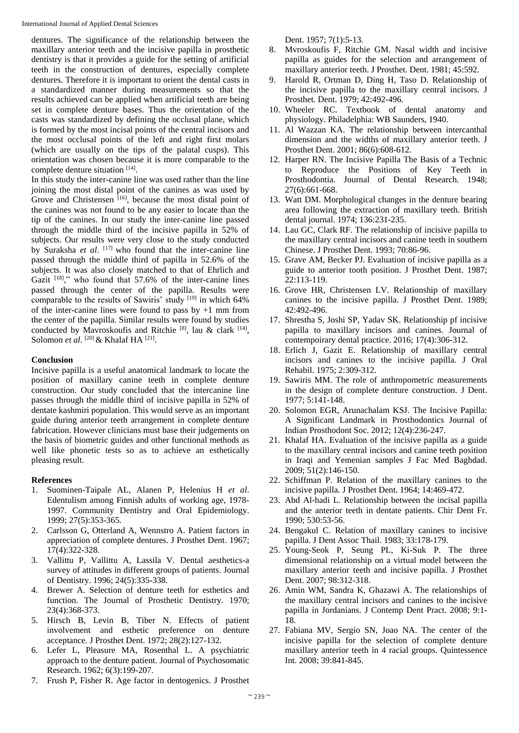dentures. The significance of the relationship between the maxillary anterior teeth and the incisive papilla in prosthetic dentistry is that it provides a guide for the setting of artificial teeth in the construction of dentures, especially complete dentures. Therefore it is important to orient the dental casts in a standardized manner during measurements so that the results achieved can be applied when artificial teeth are being set in complete denture bases. Thus the orientation of the casts was standardized by defining the occlusal plane, which is formed by the most incisal points of the central incisors and the most occlusal points of the left and right first molars (which are usually on the tips of the palatal cusps). This orientation was chosen because it is more comparable to the complete denture situation [14].

In this study the inter-canine line was used rather than the line joining the most distal point of the canines as was used by Grove and Christensen [16], because the most distal point of the canines was not found to be any easier to locate than the tip of the canines. In our study the inter-canine line passed through the middle third of the incisive papilla in 52% of subjects. Our results were very close to the study conducted by Suraksha *et al*. [17] who found that the inter-canine line passed through the middle third of papilla in 52.6% of the subjects. It was also closely matched to that of Ehrlich and Gazit [18]," who found that 57.6% of the inter-canine lines passed through the center of the papilla. Results were comparable to the results of Sawiris' study [19] in which 64% of the inter-canine lines were found to pass by +1 mm from the center of the papilla. Similar results were found by studies conducted by Mavroskoufis and Ritchie [8], lau & clark [14], Solomon *et al*. [20] & Khalaf HA [21].

## Conclusion

Incisive papilla is a useful anatomical landmark to locate the position of maxillary canine teeth in complete denture construction. Our study concluded that the intercanine line passes through the middle third of incisive papilla in 52% of dentate kashmiri population. This would serve as an important guide during anterior teeth arrangement in complete denture fabrication. However clinicians must base their judgements on the basis of biometric guides and other functional methods as well like phonetic tests so as to achieve an esthetically pleasing result.

## References

1. Suominen-Taipale AL, Alanen P, Helenius H *et al*. Edentulism among Finnish adults of working age, 1978-1997. Community Dentistry and Oral Epidemiology. 1999; 27(5):353-365.
2. Carlsson G, Otterland A, Wennstro A. Patient factors in appreciation of complete dentures. J Prosthet Dent. 1967; 17(4):322-328.
3. Vallittu P, Vallittu A, Lassila V. Dental aesthetics-a survey of attitudes in different groups of patients. Journal of Dentistry. 1996; 24(5):335-338.
4. Brewer A. Selection of denture teeth for esthetics and function. The Journal of Prosthetic Dentistry. 1970; 23(4):368-373.
5. Hirsch B, Levin B, Tiber N. Effects of patient involvement and esthetic preference on denture acceptance. J Prosthet Dent. 1972; 28(2):127-132.
6. Lefer L, Pleasure MA, Rosenthal L. A psychiatric approach to the denture patient. Journal of Psychosomatic Research. 1962; 6(3):199-207.
7. Frush P, Fisher R. Age factor in dentogenics. J Prosthet Dent. 1957; 7(1):5-13.
8. Mvroskoufis F, Ritchie GM. Nasal width and incisive papilla as guides for the selection and arrangement of maxillary anterior teeth. J Prosthet. Dent. 1981; 45:592.
9. Harold R, Ortman D, Ding H, Taso D. Relationship of the incisive papilla to the maxillary central incisors. J Prosthet. Dent. 1979; 42:492-496.
10. Wheeler RC. Textbook of dental anatomy and physiology. Philadelphia: WB Saunders, 1940.
11. Al Wazzan KA. The relationship between intercanthal dimension and the widths of maxillary anterior teeth. J Prosthet Dent. 2001; 86(6):608-612.
12. Harper RN. The Incisive Papilla The Basis of a Technic to Reproduce the Positions of Key Teeth in Prosthodontia. Journal of Dental Research. 1948; 27(6):661-668.
13. Watt DM. Morphological changes in the denture bearing area following the extraction of maxillary teeth. British dental journal. 1974; 136:231-235.
14. Lau GC, Clark RF. The relationship of incisive papilla to the maxillary central incisors and canine teeth in southern Chinese. J Prosthet Dent. 1993; 70:86-96.
15. Grave AM, Becker PJ. Evaluation of incisive papilla as a guide to anterior tooth position. J Prosthet Dent. 1987; 22:113-119.
16. Grove HR, Christensen LV. Relationship of maxillary canines to the incisive papilla. J Prosthet Dent. 1989; 42:492-496.
17. Shrestha S, Joshi SP, Yadav SK. Relationship pf incisive papilla to maxillary incisors and canines. Journal of contempoirary dental practice. 2016; 17(4):306-312.
18. Erlich J, Gazit E. Relationship of maxillary central incisors and canines to the incisive papilla. J Oral Rehabil. 1975; 2:309-312.
19. Sawiris MM. The role of anthropometric measurements in the design of complete denture construction. J Dent. 1977; 5:141-148.
20. Solomon EGR, Arunachalam KSJ. The Incisive Papilla: A Significant Landmark in Prosthodontics Journal of Indian Prosthodont Soc. 2012; 12(4):236-247.
21. Khalaf HA. Evaluation of the incisive papilla as a guide to the maxillary central incisors and canine teeth position in Iraqi and Yemenian samples J Fac Med Baghdad. 2009; 51(2):146-150.
22. Schiffman P. Relation of the maxillary canines to the incisive papilla. J Prosthet Dent. 1964; 14:469-472.
23. Abd Al-hadi L. Relationship between the incisal papilla and the anterior teeth in dentate patients. Chir Dent Fr. 1990; 530:53-56.
24. Bengakul C. Relation of maxillary canines to incisive papilla. J Dent Assoc Thail. 1983; 33:178-179.
25. Young-Seok P, Seung PL, Ki-Suk P. The three dimensional relationship on a virtual model between the maxillary anterior teeth and incisive papilla. J Prosthet Dent. 2007; 98:312-318.
26. Amin WM, Sandra K, Ghazawi A. The relationships of the maxillary central incisors and canines to the incisive papilla in Jordanians. J Contemp Dent Pract. 2008; 9:1-18.
27. Fabiana MV, Sergio SN, Joao NA. The center of the incisive papilla for the selection of complete denture maxillary anterior teeth in 4 racial groups. Quintessence Int. 2008; 39:841-845.